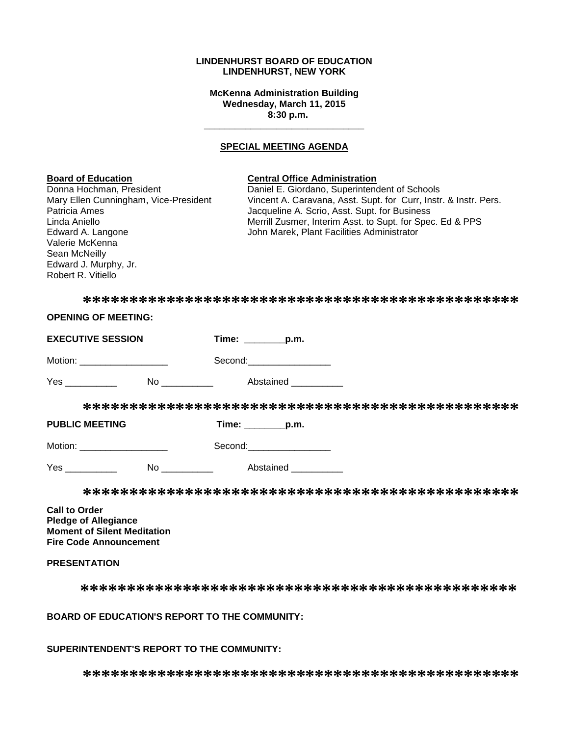**LINDENHURST BOARD OF EDUCATION**
**LINDENHURST, NEW YORK**

**McKenna Administration Building**
**Wednesday, March 11, 2015**
**8:30 p.m.**

---

## SPECIAL MEETING AGENDA

**Board of Education**
Donna Hochman, President
Mary Ellen Cunningham, Vice-President
Patricia Ames
Linda Aniello
Edward A. Langone
Valerie McKenna
Sean McNeilly
Edward J. Murphy, Jr.
Robert R. Vitiello

**Central Office Administration**
Daniel E. Giordano, Superintendent of Schools
Vincent A. Caravana, Asst. Supt. for Curr, Instr. & Instr. Pers.
Jacqueline A. Scrio, Asst. Supt. for Business
Merrill Zusmer, Interim Asst. to Supt. for Spec. Ed & PPS
John Marek, Plant Facilities Administrator

*********************************************

**OPENING OF MEETING:**

**EXECUTIVE SESSION** **Time: ________p.m.**

Motion: _________________ Second:________________

Yes __________ No __________ Abstained __________

*********************************************

**PUBLIC MEETING** **Time: ________p.m.**

Motion: _________________ Second:________________

Yes __________ No __________ Abstained __________

*********************************************

**Call to Order**
**Pledge of Allegiance**
**Moment of Silent Meditation**
**Fire Code Announcement**

**PRESENTATION**

*********************************************

**BOARD OF EDUCATION'S REPORT TO THE COMMUNITY:**

**SUPERINTENDENT'S REPORT TO THE COMMUNITY:**

*********************************************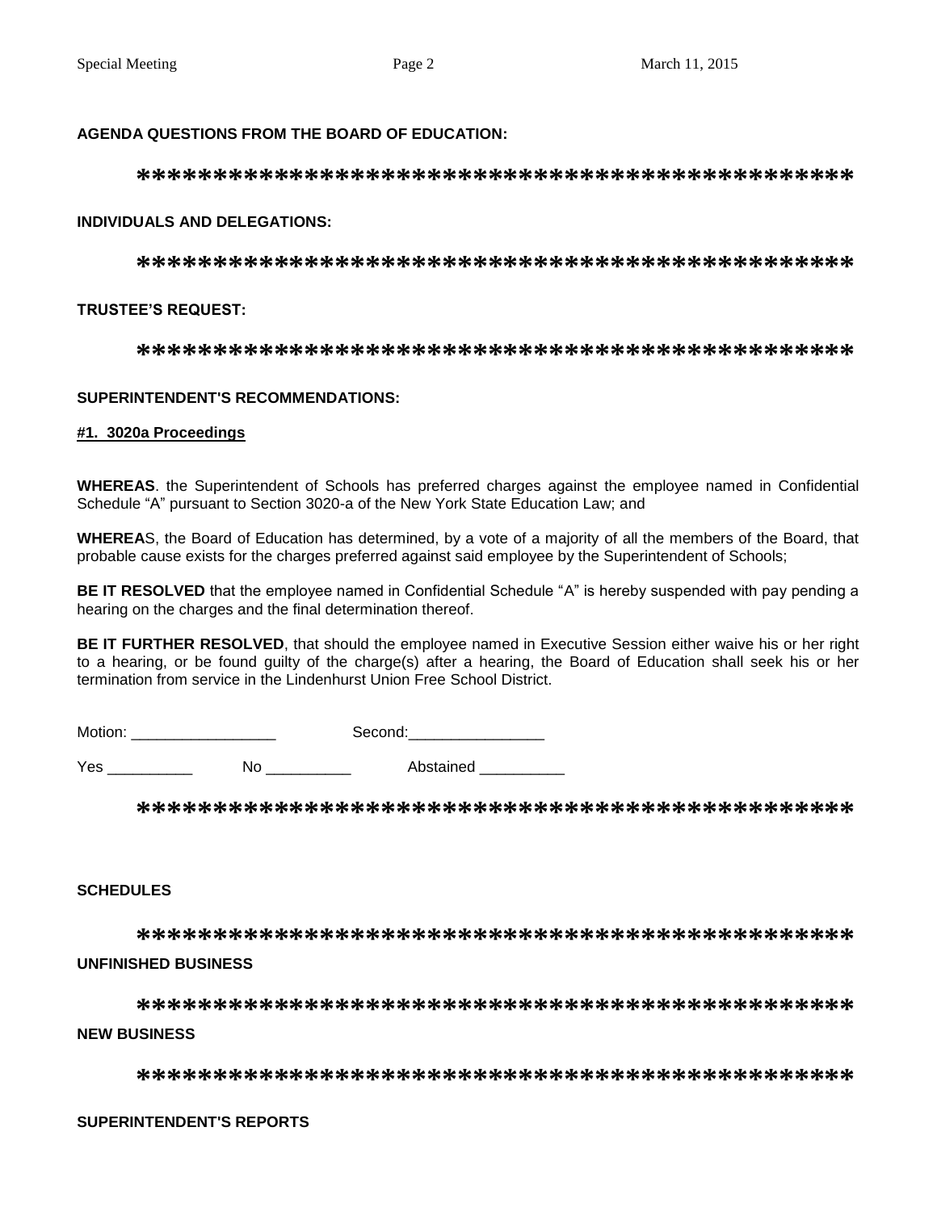**AGENDA QUESTIONS FROM THE BOARD OF EDUCATION:**

*********************************************

**INDIVIDUALS AND DELEGATIONS:**

*********************************************

**TRUSTEE'S REQUEST:**

*********************************************

**SUPERINTENDENT'S RECOMMENDATIONS:**

**#1. 3020a Proceedings**

**WHEREAS**. the Superintendent of Schools has preferred charges against the employee named in Confidential Schedule "A" pursuant to Section 3020-a of the New York State Education Law; and

**WHEREA**S, the Board of Education has determined, by a vote of a majority of all the members of the Board, that probable cause exists for the charges preferred against said employee by the Superintendent of Schools;

**BE IT RESOLVED** that the employee named in Confidential Schedule "A" is hereby suspended with pay pending a hearing on the charges and the final determination thereof.

**BE IT FURTHER RESOLVED**, that should the employee named in Executive Session either waive his or her right to a hearing, or be found guilty of the charge(s) after a hearing, the Board of Education shall seek his or her termination from service in the Lindenhurst Union Free School District.

Motion: _________________ Second:________________

Yes __________ No __________ Abstained __________

*********************************************

**SCHEDULES**

*********************************************

**UNFINISHED BUSINESS**

*********************************************

**NEW BUSINESS**

*********************************************

**SUPERINTENDENT'S REPORTS**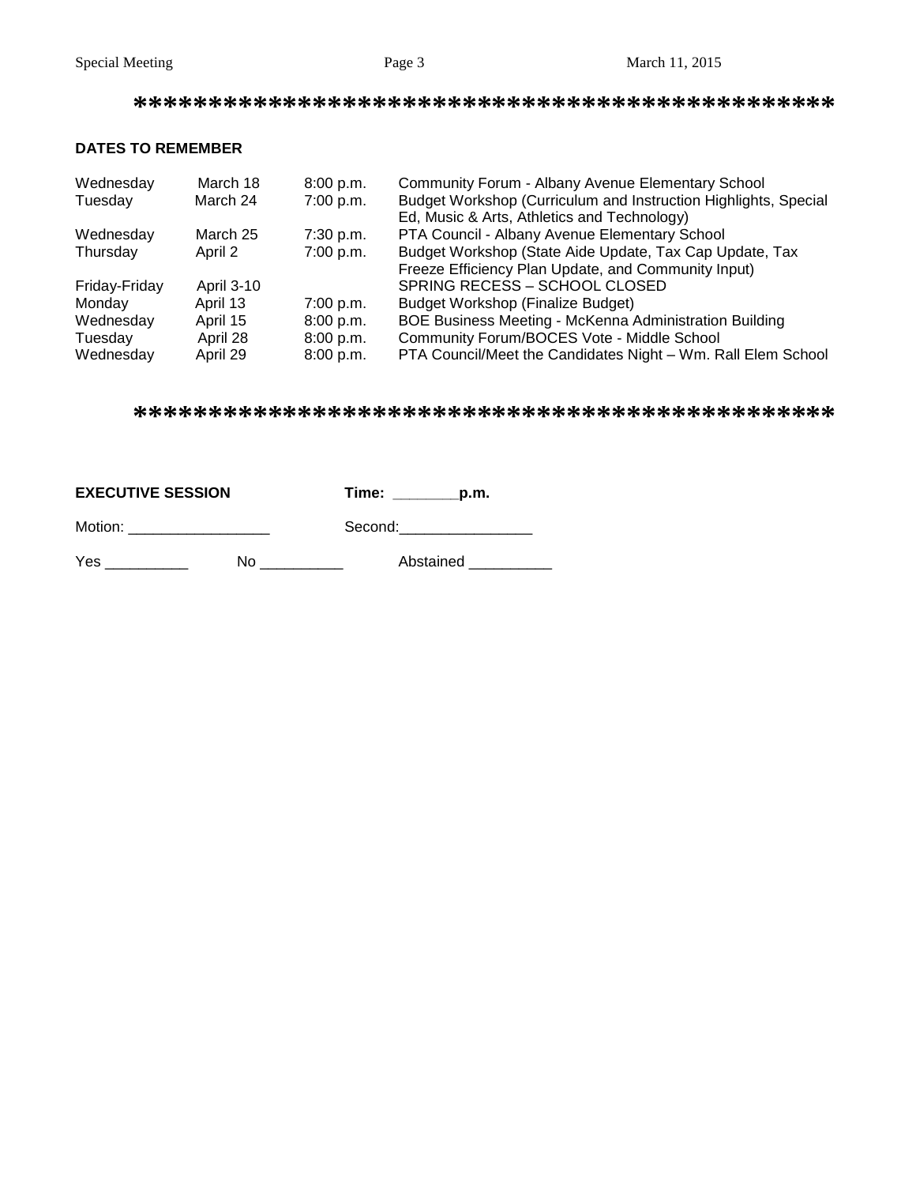**********************************************

**DATES TO REMEMBER**

| | | | |
|---|---|---|---|
| Wednesday | March 18 | 8:00 p.m. | Community Forum - Albany Avenue Elementary School |
| Tuesday | March 24 | 7:00 p.m. | Budget Workshop (Curriculum and Instruction Highlights, Special Ed, Music & Arts, Athletics and Technology) |
| Wednesday | March 25 | 7:30 p.m. | PTA Council - Albany Avenue Elementary School |
| Thursday | April 2 | 7:00 p.m. | Budget Workshop (State Aide Update, Tax Cap Update, Tax Freeze Efficiency Plan Update, and Community Input) |
| Friday-Friday | April 3-10 | | SPRING RECESS – SCHOOL CLOSED |
| Monday | April 13 | 7:00 p.m. | Budget Workshop (Finalize Budget) |
| Wednesday | April 15 | 8:00 p.m. | BOE Business Meeting - McKenna Administration Building |
| Tuesday | April 28 | 8:00 p.m. | Community Forum/BOCES Vote - Middle School |
| Wednesday | April 29 | 8:00 p.m. | PTA Council/Meet the Candidates Night – Wm. Rall Elem School |

**********************************************

**EXECUTIVE SESSION** **Time: ________p.m.**

Motion: _________________ Second:________________

Yes __________ No __________ Abstained __________